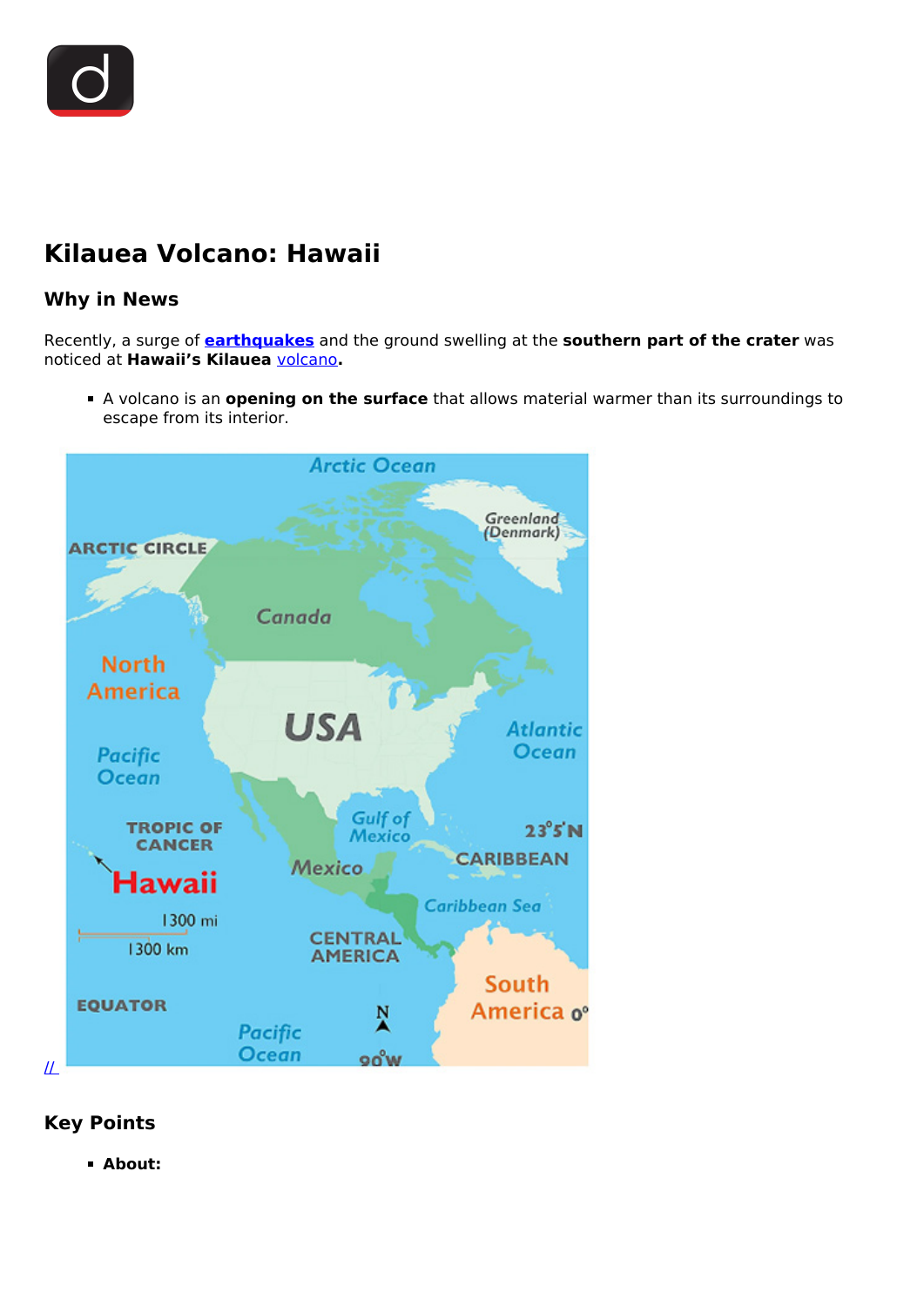# Kilauea Volcano: Hawaii

## Why in News

Recently, a surge of **earthquakes** and the ground swelling at the **southern part of the crater** was noticed at **Hawaii's Kilauea** volcano**.**

- A volcano is an **opening on the surface** that allows material warmer than its surroundings to escape from its interior.

//

## Key Points

- **About:**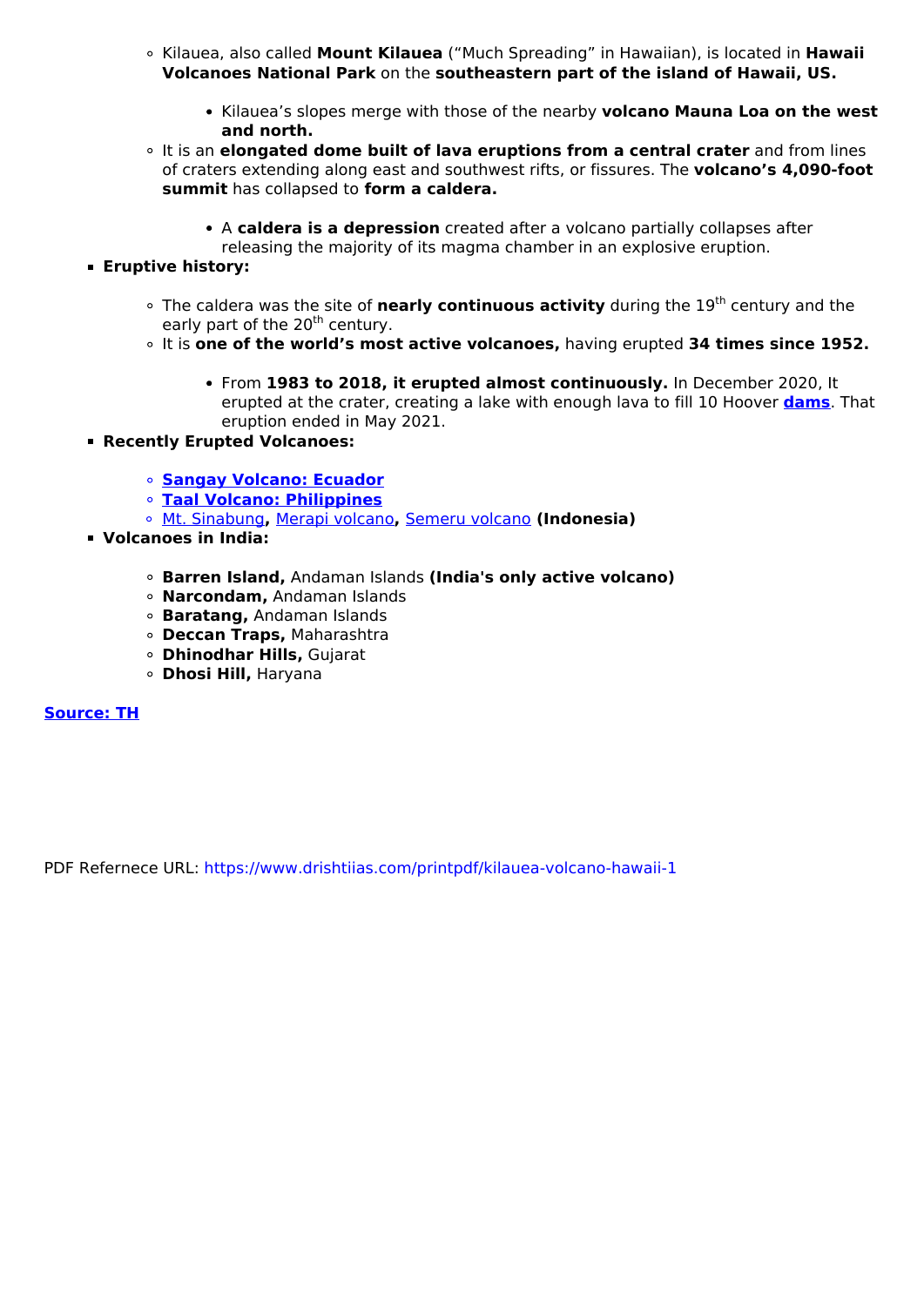- Kilauea, also called **Mount Kilauea** (“Much Spreading” in Hawaiian), is located in **Hawaii Volcanoes National Park** on the **southeastern part of the island of Hawaii, US.**
    - Kilauea’s slopes merge with those of the nearby **volcano Mauna Loa on the west and north.**
- It is an **elongated dome built of lava eruptions from a central crater** and from lines of craters extending along east and southwest rifts, or fissures. The **volcano’s 4,090-foot summit** has collapsed to **form a caldera.**
    - A **caldera is a depression** created after a volcano partially collapses after releasing the majority of its magma chamber in an explosive eruption.

- **Eruptive history:**
    - The caldera was the site of **nearly continuous activity** during the 19th century and the early part of the 20th century.
    - It is **one of the world’s most active volcanoes,** having erupted **34 times since 1952.**
        - From **1983 to 2018, it erupted almost continuously.** In December 2020, It erupted at the crater, creating a lake with enough lava to fill 10 Hoover **dams**. That eruption ended in May 2021.
- **Recently Erupted Volcanoes:**
    - **Sangay Volcano: Ecuador**
    - **Taal Volcano: Philippines**
    - Mt. Sinabung**,** Merapi volcano**,** Semeru volcano **(Indonesia)**
- **Volcanoes in India:**
    - **Barren Island,** Andaman Islands **(India's only active volcano)**
    - **Narcondam,** Andaman Islands
    - **Baratang,** Andaman Islands
    - **Deccan Traps,** Maharashtra
    - **Dhinodhar Hills,** Gujarat
    - **Dhosi Hill,** Haryana

**Source: TH**

PDF Refernece URL: https://www.drishtiias.com/printpdf/kilauea-volcano-hawaii-1